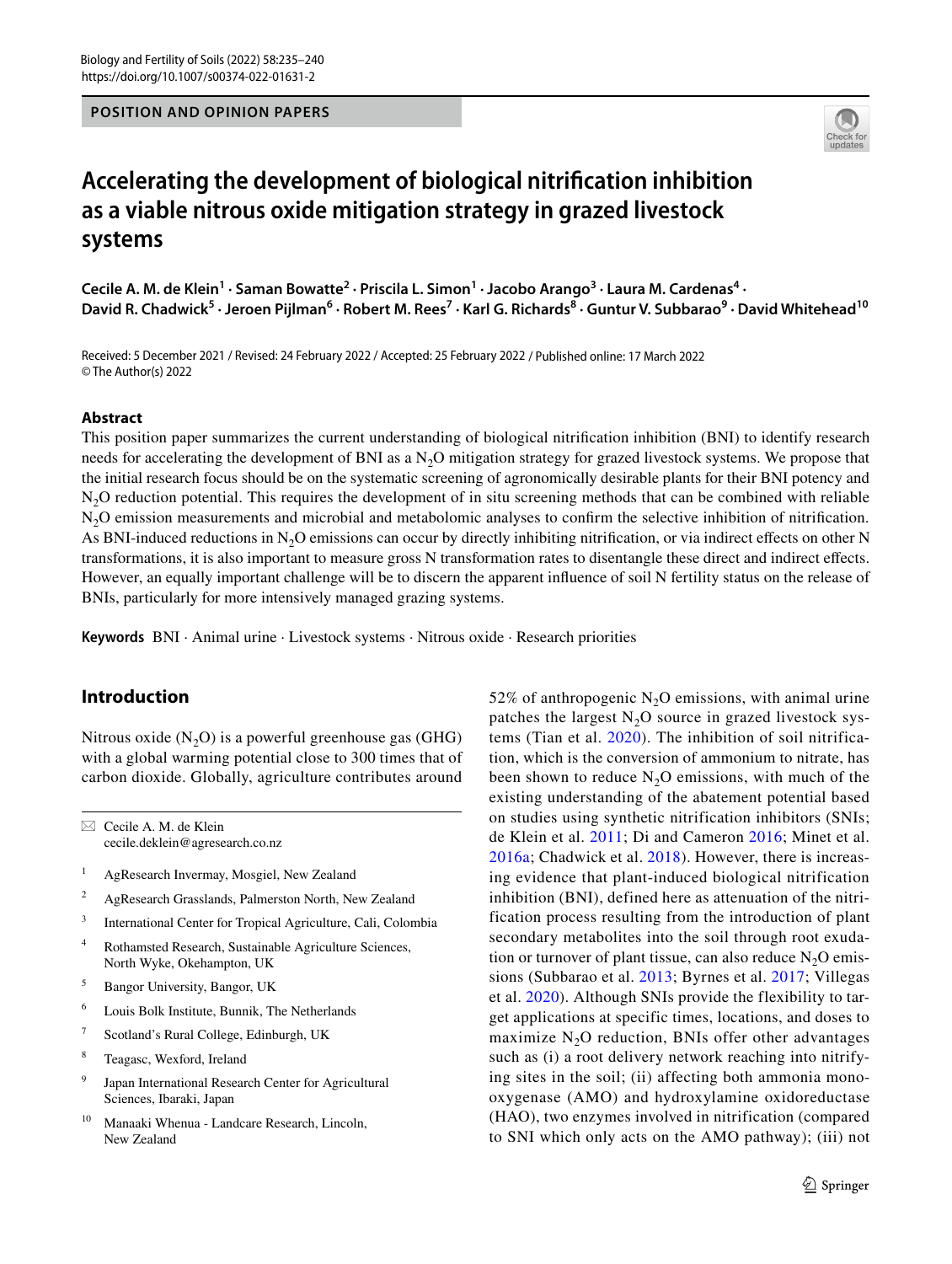POSITION AND OPINION PAPERS

# Accelerating the development of biological nitrification inhibition as a viable nitrous oxide mitigation strategy in grazed livestock systems

**Cecile A. M. de Klein[1] · Saman Bowatte[2] · Priscila L. Simon[1] · Jacobo Arango[3] · Laura M. Cardenas[4] · David R. Chadwick[5] · Jeroen Pijlman[6] · Robert M. Rees[7] · Karl G. Richards[8] · Guntur V. Subbarao[9] · David Whitehead[10]**

Received: 5 December 2021 / Revised: 24 February 2022 / Accepted: 25 February 2022 / Published online: 17 March 2022
© The Author(s) 2022

## Abstract

This position paper summarizes the current understanding of biological nitrification inhibition (BNI) to identify research needs for accelerating the development of BNI as a $N_2O$ mitigation strategy for grazed livestock systems. We propose that the initial research focus should be on the systematic screening of agronomically desirable plants for their BNI potency and $N_2O$ reduction potential. This requires the development of in situ screening methods that can be combined with reliable $N_2O$ emission measurements and microbial and metabolomic analyses to confirm the selective inhibition of nitrification. As BNI-induced reductions in $N_2O$ emissions can occur by directly inhibiting nitrification, or via indirect effects on other N transformations, it is also important to measure gross N transformation rates to disentangle these direct and indirect effects. However, an equally important challenge will be to discern the apparent influence of soil N fertility status on the release of BNIs, particularly for more intensively managed grazing systems.

**Keywords** BNI · Animal urine · Livestock systems · Nitrous oxide · Research priorities

## Introduction

Nitrous oxide ($N_2O$) is a powerful greenhouse gas (GHG) with a global warming potential close to 300 times that of carbon dioxide. Globally, agriculture contributes around 52% of anthropogenic $N_2O$ emissions, with animal urine patches the largest $N_2O$ source in grazed livestock systems (Tian et al. 2020). The inhibition of soil nitrification, which is the conversion of ammonium to nitrate, has been shown to reduce $N_2O$ emissions, with much of the existing understanding of the abatement potential based on studies using synthetic nitrification inhibitors (SNIs; de Klein et al. 2011; Di and Cameron 2016; Minet et al. 2016a; Chadwick et al. 2018). However, there is increasing evidence that plant-induced biological nitrification inhibition (BNI), defined here as attenuation of the nitrification process resulting from the introduction of plant secondary metabolites into the soil through root exudation or turnover of plant tissue, can also reduce $N_2O$ emissions (Subbarao et al. 2013; Byrnes et al. 2017; Villegas et al. 2020). Although SNIs provide the flexibility to target applications at specific times, locations, and doses to maximize $N_2O$ reduction, BNIs offer other advantages such as (i) a root delivery network reaching into nitrifying sites in the soil; (ii) affecting both ammonia monooxygenase (AMO) and hydroxylamine oxidoreductase (HAO), two enzymes involved in nitrification (compared to SNI which only acts on the AMO pathway); (iii) not

✉ Cecile A. M. de Klein
cecile.deklein@agresearch.co.nz

1. AgResearch Invermay, Mosgiel, New Zealand
2. AgResearch Grasslands, Palmerston North, New Zealand
3. International Center for Tropical Agriculture, Cali, Colombia
4. Rothamsted Research, Sustainable Agriculture Sciences, North Wyke, Okehampton, UK
5. Bangor University, Bangor, UK
6. Louis Bolk Institute, Bunnik, The Netherlands
7. Scotland's Rural College, Edinburgh, UK
8. Teagasc, Wexford, Ireland
9. Japan International Research Center for Agricultural Sciences, Ibaraki, Japan
10. Manaaki Whenua - Landcare Research, Lincoln, New Zealand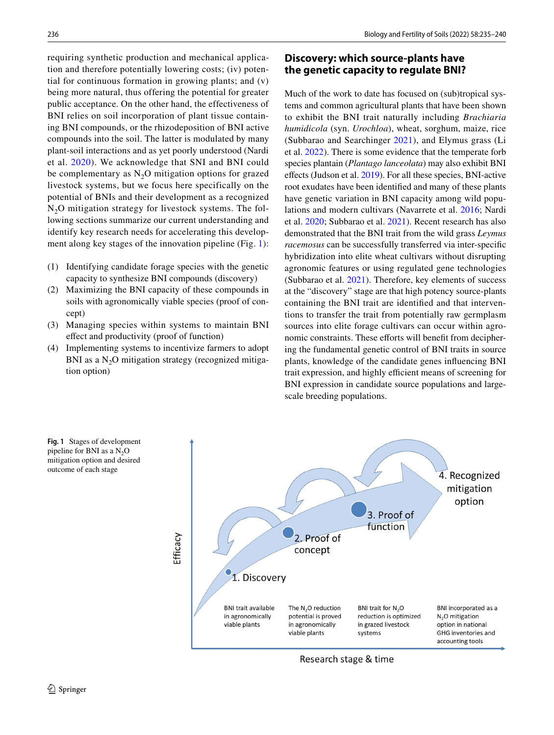requiring synthetic production and mechanical application and therefore potentially lowering costs; (iv) potential for continuous formation in growing plants; and (v) being more natural, thus offering the potential for greater public acceptance. On the other hand, the effectiveness of BNI relies on soil incorporation of plant tissue containing BNI compounds, or the rhizodeposition of BNI active compounds into the soil. The latter is modulated by many plant-soil interactions and as yet poorly understood (Nardi et al. 2020). We acknowledge that SNI and BNI could be complementary as $N_2O$ mitigation options for grazed livestock systems, but we focus here specifically on the potential of BNIs and their development as a recognized $N_2O$ mitigation strategy for livestock systems. The following sections summarize our current understanding and identify key research needs for accelerating this development along key stages of the innovation pipeline (Fig. 1):

1. Identifying candidate forage species with the genetic capacity to synthesize BNI compounds (discovery)
2. Maximizing the BNI capacity of these compounds in soils with agronomically viable species (proof of concept)
3. Managing species within systems to maintain BNI effect and productivity (proof of function)
4. Implementing systems to incentivize farmers to adopt BNI as a $N_2O$ mitigation strategy (recognized mitigation option)

## Discovery: which source-plants have the genetic capacity to regulate BNI?

Much of the work to date has focused on (sub)tropical systems and common agricultural plants that have been shown to exhibit the BNI trait naturally including *Brachiaria humidicola* (syn. *Urochloa*), wheat, sorghum, maize, rice (Subbarao and Searchinger 2021), and Elymus grass (Li et al. 2022). There is some evidence that the temperate forb species plantain (*Plantago lanceolata*) may also exhibit BNI effects (Judson et al. 2019). For all these species, BNI-active root exudates have been identified and many of these plants have genetic variation in BNI capacity among wild populations and modern cultivars (Navarrete et al. 2016; Nardi et al. 2020; Subbarao et al. 2021). Recent research has also demonstrated that the BNI trait from the wild grass *Leymus racemosus* can be successfully transferred via inter-specific hybridization into elite wheat cultivars without disrupting agronomic features or using regulated gene technologies (Subbarao et al. 2021). Therefore, key elements of success at the "discovery" stage are that high potency source-plants containing the BNI trait are identified and that interventions to transfer the trait from potentially raw germplasm sources into elite forage cultivars can occur within agronomic constraints. These efforts will benefit from deciphering the fundamental genetic control of BNI traits in source plants, knowledge of the candidate genes influencing BNI trait expression, and highly efficient means of screening for BNI expression in candidate source populations and large-scale breeding populations.

**Fig. 1** Stages of development pipeline for BNI as a $N_2O$ mitigation option and desired outcome of each stage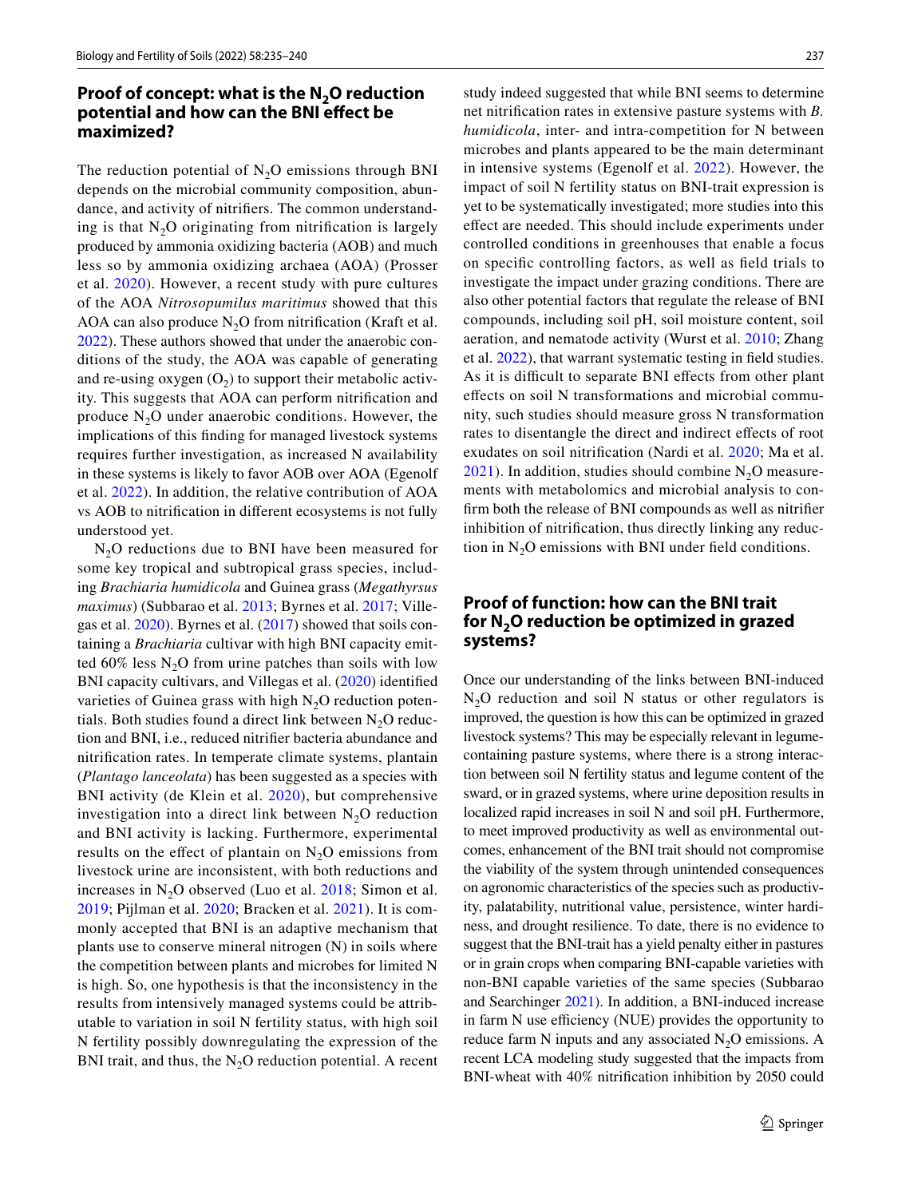## Proof of concept: what is the $N_2O$ reduction potential and how can the BNI effect be maximized?

The reduction potential of $N_2O$ emissions through BNI depends on the microbial community composition, abundance, and activity of nitrifiers. The common understanding is that $N_2O$ originating from nitrification is largely produced by ammonia oxidizing bacteria (AOB) and much less so by ammonia oxidizing archaea (AOA) (Prosser et al. 2020). However, a recent study with pure cultures of the AOA *Nitrosopumilus maritimus* showed that this AOA can also produce $N_2O$ from nitrification (Kraft et al. 2022). These authors showed that under the anaerobic conditions of the study, the AOA was capable of generating and re-using oxygen ($O_2$) to support their metabolic activity. This suggests that AOA can perform nitrification and produce $N_2O$ under anaerobic conditions. However, the implications of this finding for managed livestock systems requires further investigation, as increased N availability in these systems is likely to favor AOB over AOA (Egenolf et al. 2022). In addition, the relative contribution of AOA vs AOB to nitrification in different ecosystems is not fully understood yet.

$N_2O$ reductions due to BNI have been measured for some key tropical and subtropical grass species, including *Brachiaria humidicola* and Guinea grass (*Megathyrsus maximus*) (Subbarao et al. 2013; Byrnes et al. 2017; Villegas et al. 2020). Byrnes et al. (2017) showed that soils containing a *Brachiaria* cultivar with high BNI capacity emitted 60% less $N_2O$ from urine patches than soils with low BNI capacity cultivars, and Villegas et al. (2020) identified varieties of Guinea grass with high $N_2O$ reduction potentials. Both studies found a direct link between $N_2O$ reduction and BNI, i.e., reduced nitrifier bacteria abundance and nitrification rates. In temperate climate systems, plantain (*Plantago lanceolata*) has been suggested as a species with BNI activity (de Klein et al. 2020), but comprehensive investigation into a direct link between $N_2O$ reduction and BNI activity is lacking. Furthermore, experimental results on the effect of plantain on $N_2O$ emissions from livestock urine are inconsistent, with both reductions and increases in $N_2O$ observed (Luo et al. 2018; Simon et al. 2019; Pijlman et al. 2020; Bracken et al. 2021). It is commonly accepted that BNI is an adaptive mechanism that plants use to conserve mineral nitrogen (N) in soils where the competition between plants and microbes for limited N is high. So, one hypothesis is that the inconsistency in the results from intensively managed systems could be attributable to variation in soil N fertility status, with high soil N fertility possibly downregulating the expression of the BNI trait, and thus, the $N_2O$ reduction potential. A recent study indeed suggested that while BNI seems to determine net nitrification rates in extensive pasture systems with *B. humidicola*, inter- and intra-competition for N between microbes and plants appeared to be the main determinant in intensive systems (Egenolf et al. 2022). However, the impact of soil N fertility status on BNI-trait expression is yet to be systematically investigated; more studies into this effect are needed. This should include experiments under controlled conditions in greenhouses that enable a focus on specific controlling factors, as well as field trials to investigate the impact under grazing conditions. There are also other potential factors that regulate the release of BNI compounds, including soil pH, soil moisture content, soil aeration, and nematode activity (Wurst et al. 2010; Zhang et al. 2022), that warrant systematic testing in field studies. As it is difficult to separate BNI effects from other plant effects on soil N transformations and microbial community, such studies should measure gross N transformation rates to disentangle the direct and indirect effects of root exudates on soil nitrification (Nardi et al. 2020; Ma et al. 2021). In addition, studies should combine $N_2O$ measurements with metabolomics and microbial analysis to confirm both the release of BNI compounds as well as nitrifier inhibition of nitrification, thus directly linking any reduction in $N_2O$ emissions with BNI under field conditions.

## Proof of function: how can the BNI trait for $N_2O$ reduction be optimized in grazed systems?

Once our understanding of the links between BNI-induced $N_2O$ reduction and soil N status or other regulators is improved, the question is how this can be optimized in grazed livestock systems? This may be especially relevant in legume-containing pasture systems, where there is a strong interaction between soil N fertility status and legume content of the sward, or in grazed systems, where urine deposition results in localized rapid increases in soil N and soil pH. Furthermore, to meet improved productivity as well as environmental outcomes, enhancement of the BNI trait should not compromise the viability of the system through unintended consequences on agronomic characteristics of the species such as productivity, palatability, nutritional value, persistence, winter hardiness, and drought resilience. To date, there is no evidence to suggest that the BNI-trait has a yield penalty either in pastures or in grain crops when comparing BNI-capable varieties with non-BNI capable varieties of the same species (Subbarao and Searchinger 2021). In addition, a BNI-induced increase in farm N use efficiency (NUE) provides the opportunity to reduce farm N inputs and any associated $N_2O$ emissions. A recent LCA modeling study suggested that the impacts from BNI-wheat with 40% nitrification inhibition by 2050 could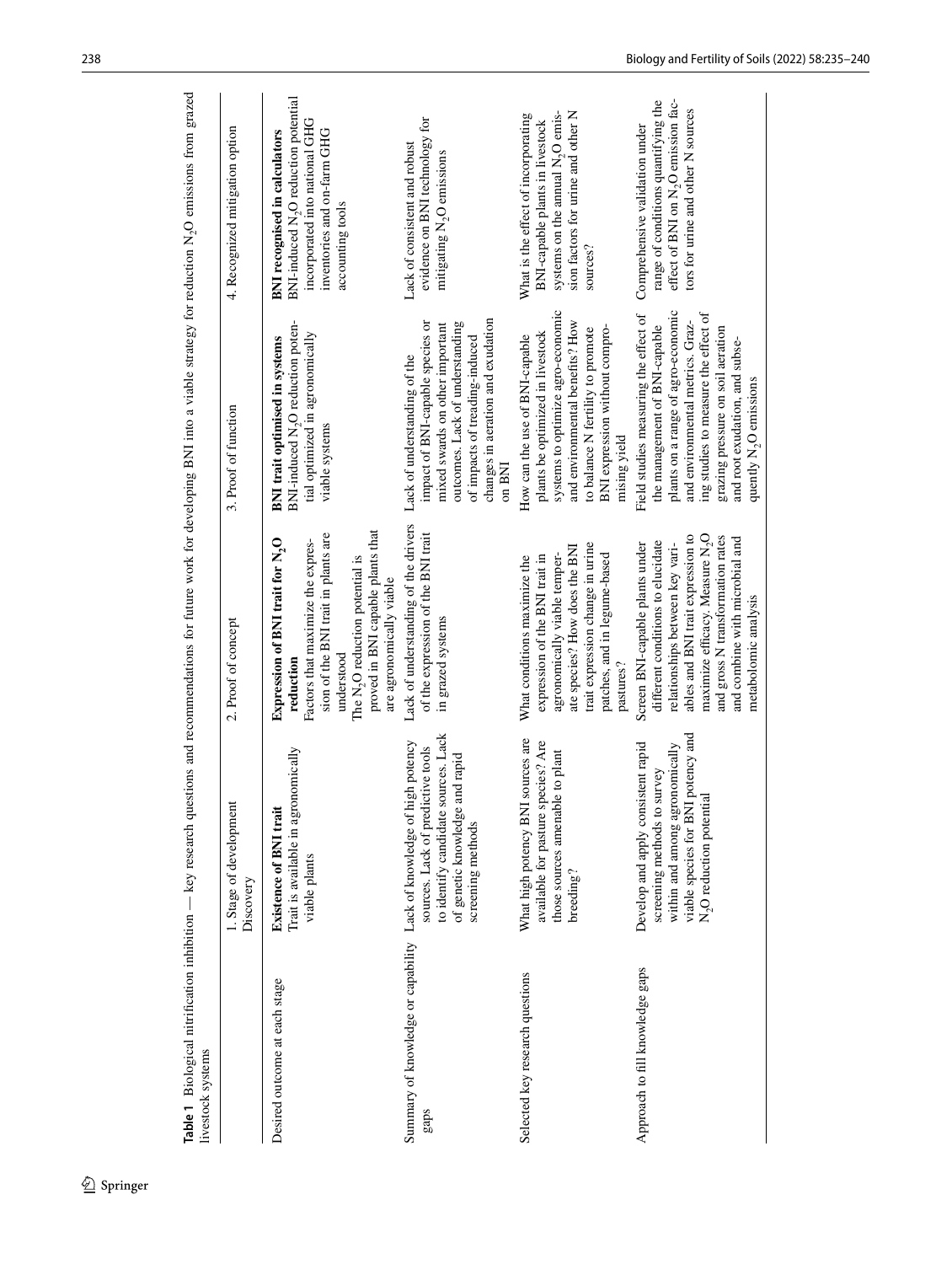**Table 1** Biological nitrification inhibition — key research questions and recommendations for future work for developing BNI into a viable strategy for reduction $N_2O$ emissions from grazed livestock systems

| | 1. Stage of development Discovery | 2. Proof of concept | 3. Proof of function | 4. Recognized mitigation option |
|---|---|---|---|---|
| Desired outcome at each stage | **Existence of BNI trait** Trait is available in agronomically viable plants | **Expression of BNI trait for $N_2O$ reduction** Factors that maximize the expression of the BNI trait in plants are understood The $N_2O$ reduction potential is proved in BNI capable plants that are agronomically viable | **BNI trait optimised in systems** BNI-induced $N_2O$ reduction potential optimized in agronomically viable systems | **BNI recognised in calculators** BNI-induced $N_2O$ reduction potential incorporated into national GHG inventories and on-farm GHG accounting tools |
| Summary of knowledge or capability gaps | Lack of knowledge of high potency sources. Lack of predictive tools to identify candidate sources. Lack of genetic knowledge and rapid screening methods | Lack of understanding of the drivers of the expression of the BNI trait in grazed systems | Lack of understanding of the impact of BNI-capable species or mixed swards on other important outcomes. Lack of understanding of impacts of treading-induced changes in aeration and exudation on BNI | Lack of consistent and robust evidence on BNI technology for mitigating $N_2O$ emissions |
| Selected key research questions | What high potency BNI sources are available for pasture species? Are those sources amenable to plant breeding? | What conditions maximize the expression of the BNI trait in agronomically viable temperate species? How does the BNI trait expression change in urine patches, and in legume-based pastures? | How can the use of BNI-capable plants be optimized in livestock systems to optimize agro-economic and environmental benefits? How to balance N fertility to promote BNI expression without compromising yield | What is the effect of incorporating BNI-capable plants in livestock systems on the annual $N_2O$ emission factors for urine and other N sources? |
| Approach to fill knowledge gaps | Develop and apply consistent rapid screening methods to survey within and among agronomically viable species for BNI potency and $N_2O$ reduction potential | Screen BNI-capable plants under different conditions to elucidate relationships between key variables and BNI trait expression to maximize efficacy. Measure $N_2O$ and gross N transformation rates and combine with microbial and metabolomic analysis | Field studies measuring the effect of the management of BNI-capable plants on a range of agro-economic and environmental metrics. Grazing studies to measure the effect of grazing pressure on soil aeration and root exudation, and subsequently $N_2O$ emissions | Comprehensive validation under range of conditions quantifying the effect of BNI on $N_2O$ emission factors for urine and other N sources |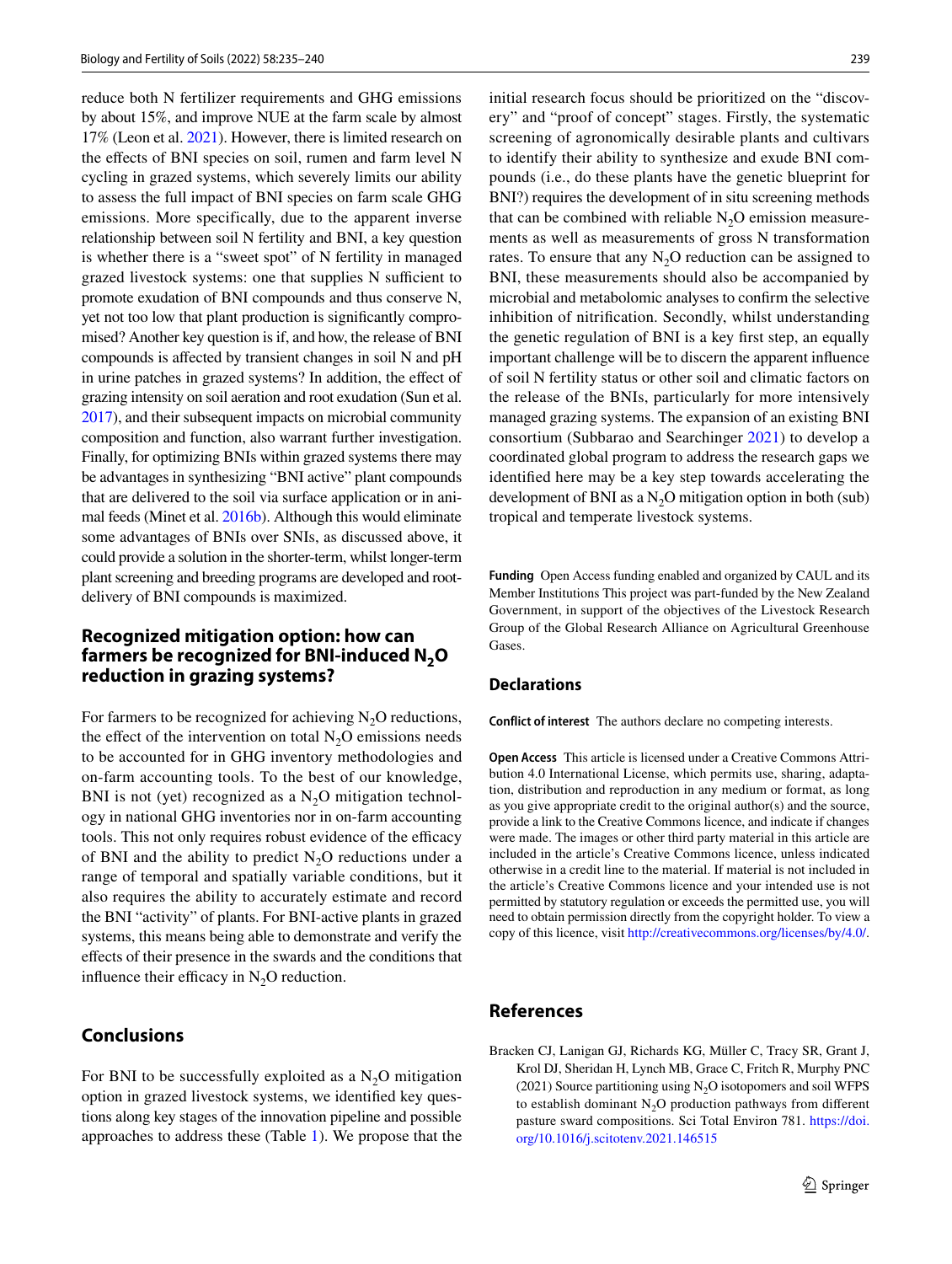reduce both N fertilizer requirements and GHG emissions by about 15%, and improve NUE at the farm scale by almost 17% (Leon et al. 2021). However, there is limited research on the effects of BNI species on soil, rumen and farm level N cycling in grazed systems, which severely limits our ability to assess the full impact of BNI species on farm scale GHG emissions. More specifically, due to the apparent inverse relationship between soil N fertility and BNI, a key question is whether there is a "sweet spot" of N fertility in managed grazed livestock systems: one that supplies N sufficient to promote exudation of BNI compounds and thus conserve N, yet not too low that plant production is significantly compromised? Another key question is if, and how, the release of BNI compounds is affected by transient changes in soil N and pH in urine patches in grazed systems? In addition, the effect of grazing intensity on soil aeration and root exudation (Sun et al. 2017), and their subsequent impacts on microbial community composition and function, also warrant further investigation. Finally, for optimizing BNIs within grazed systems there may be advantages in synthesizing "BNI active" plant compounds that are delivered to the soil via surface application or in animal feeds (Minet et al. 2016b). Although this would eliminate some advantages of BNIs over SNIs, as discussed above, it could provide a solution in the shorter-term, whilst longer-term plant screening and breeding programs are developed and root-delivery of BNI compounds is maximized.

## Recognized mitigation option: how can farmers be recognized for BNI-induced $N_2O$ reduction in grazing systems?

For farmers to be recognized for achieving $N_2O$ reductions, the effect of the intervention on total $N_2O$ emissions needs to be accounted for in GHG inventory methodologies and on-farm accounting tools. To the best of our knowledge, BNI is not (yet) recognized as a $N_2O$ mitigation technology in national GHG inventories nor in on-farm accounting tools. This not only requires robust evidence of the efficacy of BNI and the ability to predict $N_2O$ reductions under a range of temporal and spatially variable conditions, but it also requires the ability to accurately estimate and record the BNI "activity" of plants. For BNI-active plants in grazed systems, this means being able to demonstrate and verify the effects of their presence in the swards and the conditions that influence their efficacy in $N_2O$ reduction.

## Conclusions

For BNI to be successfully exploited as a $N_2O$ mitigation option in grazed livestock systems, we identified key questions along key stages of the innovation pipeline and possible approaches to address these (Table 1). We propose that the initial research focus should be prioritized on the "discovery" and "proof of concept" stages. Firstly, the systematic screening of agronomically desirable plants and cultivars to identify their ability to synthesize and exude BNI compounds (i.e., do these plants have the genetic blueprint for BNI?) requires the development of in situ screening methods that can be combined with reliable $N_2O$ emission measurements as well as measurements of gross N transformation rates. To ensure that any $N_2O$ reduction can be assigned to BNI, these measurements should also be accompanied by microbial and metabolomic analyses to confirm the selective inhibition of nitrification. Secondly, whilst understanding the genetic regulation of BNI is a key first step, an equally important challenge will be to discern the apparent influence of soil N fertility status or other soil and climatic factors on the release of the BNIs, particularly for more intensively managed grazing systems. The expansion of an existing BNI consortium (Subbarao and Searchinger 2021) to develop a coordinated global program to address the research gaps we identified here may be a key step towards accelerating the development of BNI as a $N_2O$ mitigation option in both (sub) tropical and temperate livestock systems.

**Funding** Open Access funding enabled and organized by CAUL and its Member Institutions This project was part-funded by the New Zealand Government, in support of the objectives of the Livestock Research Group of the Global Research Alliance on Agricultural Greenhouse Gases.

### Declarations

**Conflict of interest** The authors declare no competing interests.

**Open Access** This article is licensed under a Creative Commons Attribution 4.0 International License, which permits use, sharing, adaptation, distribution and reproduction in any medium or format, as long as you give appropriate credit to the original author(s) and the source, provide a link to the Creative Commons licence, and indicate if changes were made. The images or other third party material in this article are included in the article's Creative Commons licence, unless indicated otherwise in a credit line to the material. If material is not included in the article's Creative Commons licence and your intended use is not permitted by statutory regulation or exceeds the permitted use, you will need to obtain permission directly from the copyright holder. To view a copy of this licence, visit http://creativecommons.org/licenses/by/4.0/.

## References

Bracken CJ, Lanigan GJ, Richards KG, Müller C, Tracy SR, Grant J, Krol DJ, Sheridan H, Lynch MB, Grace C, Fritch R, Murphy PNC (2021) Source partitioning using $N_2O$ isotopomers and soil WFPS to establish dominant $N_2O$ production pathways from different pasture sward compositions. Sci Total Environ 781. https://doi.org/10.1016/j.scitotenv.2021.146515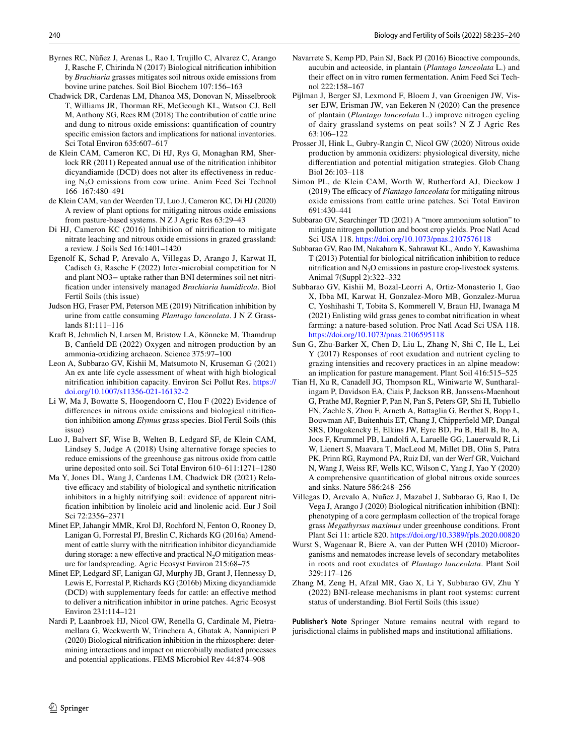Byrnes RC, Nùñez J, Arenas L, Rao I, Trujillo C, Alvarez C, Arango J, Rasche F, Chirinda N (2017) Biological nitrification inhibition by *Brachiaria* grasses mitigates soil nitrous oxide emissions from bovine urine patches. Soil Biol Biochem 107:156–163

Chadwick DR, Cardenas LM, Dhanoa MS, Donovan N, Misselbrook T, Williams JR, Thorman RE, McGeough KL, Watson CJ, Bell M, Anthony SG, Rees RM (2018) The contribution of cattle urine and dung to nitrous oxide emissions: quantification of country specific emission factors and implications for national inventories. Sci Total Environ 635:607–617

de Klein CAM, Cameron KC, Di HJ, Rys G, Monaghan RM, Sherlock RR (2011) Repeated annual use of the nitrification inhibitor dicyandiamide (DCD) does not alter its effectiveness in reducing $N_2O$ emissions from cow urine. Anim Feed Sci Technol 166–167:480–491

de Klein CAM, van der Weerden TJ, Luo J, Cameron KC, Di HJ (2020) A review of plant options for mitigating nitrous oxide emissions from pasture-based systems. N Z J Agric Res 63:29–43

Di HJ, Cameron KC (2016) Inhibition of nitrification to mitigate nitrate leaching and nitrous oxide emissions in grazed grassland: a review. J Soils Sed 16:1401–1420

Egenolf K, Schad P, Arevalo A, Villegas D, Arango J, Karwat H, Cadisch G, Rasche F (2022) Inter-microbial competition for N and plant NO3− uptake rather than BNI determines soil net nitrification under intensively managed *Brachiaria humidicola*. Biol Fertil Soils (this issue)

Judson HG, Fraser PM, Peterson ME (2019) Nitrification inhibition by urine from cattle consuming *Plantago lanceolata*. J N Z Grasslands 81:111–116

Kraft B, Jehmlich N, Larsen M, Bristow LA, Könneke M, Thamdrup B, Canfield DE (2022) Oxygen and nitrogen production by an ammonia-oxidizing archaeon. Science 375:97–100

Leon A, Subbarao GV, Kishii M, Matsumoto N, Kruseman G (2021) An ex ante life cycle assessment of wheat with high biological nitrification inhibition capacity. Environ Sci Pollut Res. https://doi.org/10.1007/s11356-021-16132-2

Li W, Ma J, Bowatte S, Hoogendoorn C, Hou F (2022) Evidence of differences in nitrous oxide emissions and biological nitrification inhibition among *Elymus* grass species. Biol Fertil Soils (this issue)

Luo J, Balvert SF, Wise B, Welten B, Ledgard SF, de Klein CAM, Lindsey S, Judge A (2018) Using alternative forage species to reduce emissions of the greenhouse gas nitrous oxide from cattle urine deposited onto soil. Sci Total Environ 610–611:1271–1280

Ma Y, Jones DL, Wang J, Cardenas LM, Chadwick DR (2021) Relative efficacy and stability of biological and synthetic nitrification inhibitors in a highly nitrifying soil: evidence of apparent nitrification inhibition by linoleic acid and linolenic acid. Eur J Soil Sci 72:2356–2371

Minet EP, Jahangir MMR, Krol DJ, Rochford N, Fenton O, Rooney D, Lanigan G, Forrestal PJ, Breslin C, Richards KG (2016a) Amendment of cattle slurry with the nitrification inhibitor dicyandiamide during storage: a new effective and practical $N_2O$ mitigation measure for landspreading. Agric Ecosyst Environ 215:68–75

Minet EP, Ledgard SF, Lanigan GJ, Murphy JB, Grant J, Hennessy D, Lewis E, Forrestal P, Richards KG (2016b) Mixing dicyandiamide (DCD) with supplementary feeds for cattle: an effective method to deliver a nitrification inhibitor in urine patches. Agric Ecosyst Environ 231:114–121

Nardi P, Laanbroek HJ, Nicol GW, Renella G, Cardinale M, Pietramellara G, Weckwerth W, Trinchera A, Ghatak A, Nannipieri P (2020) Biological nitrification inhibition in the rhizosphere: determining interactions and impact on microbially mediated processes and potential applications. FEMS Microbiol Rev 44:874–908

Navarrete S, Kemp PD, Pain SJ, Back PJ (2016) Bioactive compounds, aucubin and acteoside, in plantain (*Plantago lanceolata* L.) and their effect on in vitro rumen fermentation. Anim Feed Sci Technol 222:158–167

Pijlman J, Berger SJ, Lexmond F, Bloem J, van Groenigen JW, Visser EJW, Erisman JW, van Eekeren N (2020) Can the presence of plantain (*Plantago lanceolata* L.) improve nitrogen cycling of dairy grassland systems on peat soils? N Z J Agric Res 63:106–122

Prosser JI, Hink L, Gubry-Rangin C, Nicol GW (2020) Nitrous oxide production by ammonia oxidizers: physiological diversity, niche differentiation and potential mitigation strategies. Glob Chang Biol 26:103–118

Simon PL, de Klein CAM, Worth W, Rutherford AJ, Dieckow J (2019) The efficacy of *Plantago lanceolata* for mitigating nitrous oxide emissions from cattle urine patches. Sci Total Environ 691:430–441

Subbarao GV, Searchinger TD (2021) A "more ammonium solution" to mitigate nitrogen pollution and boost crop yields. Proc Natl Acad Sci USA 118. https://doi.org/10.1073/pnas.2107576118

Subbarao GV, Rao IM, Nakahara K, Sahrawat KL, Ando Y, Kawashima T (2013) Potential for biological nitrification inhibition to reduce nitrification and $N_2O$ emissions in pasture crop-livestock systems. Animal 7(Suppl 2):322–332

Subbarao GV, Kishii M, Bozal-Leorri A, Ortiz-Monasterio I, Gao X, Ibba MI, Karwat H, Gonzalez-Moro MB, Gonzalez-Murua C, Yoshihashi T, Tobita S, Kommerell V, Braun HJ, Iwanaga M (2021) Enlisting wild grass genes to combat nitrification in wheat farming: a nature-based solution. Proc Natl Acad Sci USA 118. https://doi.org/10.1073/pnas.2106595118

Sun G, Zhu-Barker X, Chen D, Liu L, Zhang N, Shi C, He L, Lei Y (2017) Responses of root exudation and nutrient cycling to grazing intensities and recovery practices in an alpine meadow: an implication for pasture management. Plant Soil 416:515–525

Tian H, Xu R, Canadell JG, Thompson RL, Winiwarte W, Suntharalingam P, Davidson EA, Ciais P, Jackson RB, Janssens-Maenhout G, Prathe MJ, Regnier P, Pan N, Pan S, Peters GP, Shi H, Tubiello FN, Zaehle S, Zhou F, Arneth A, Battaglia G, Berthet S, Bopp L, Bouwman AF, Buitenhuis ET, Chang J, Chipperfield MP, Dangal SRS, Dlugokencky E, Elkins JW, Eyre BD, Fu B, Hall B, Ito A, Joos F, Krummel PB, Landolfi A, Laruelle GG, Lauerwald R, Li W, Lienert S, Maavara T, MacLeod M, Millet DB, Olin S, Patra PK, Prinn RG, Raymond PA, Ruiz DJ, van der Werf GR, Vuichard N, Wang J, Weiss RF, Wells KC, Wilson C, Yang J, Yao Y (2020) A comprehensive quantification of global nitrous oxide sources and sinks. Nature 586:248–256

Villegas D, Arevalo A, Nuñez J, Mazabel J, Subbarao G, Rao I, De Vega J, Arango J (2020) Biological nitrification inhibition (BNI): phenotyping of a core germplasm collection of the tropical forage grass *Megathyrsus maximus* under greenhouse conditions. Front Plant Sci 11: article 820. https://doi.org/10.3389/fpls.2020.00820

Wurst S, Wagenaar R, Biere A, van der Putten WH (2010) Microorganisms and nematodes increase levels of secondary metabolites in roots and root exudates of *Plantago lanceolata*. Plant Soil 329:117–126

Zhang M, Zeng H, Afzal MR, Gao X, Li Y, Subbarao GV, Zhu Y (2022) BNI-release mechanisms in plant root systems: current status of understanding. Biol Fertil Soils (this issue)

**Publisher's Note** Springer Nature remains neutral with regard to jurisdictional claims in published maps and institutional affiliations.